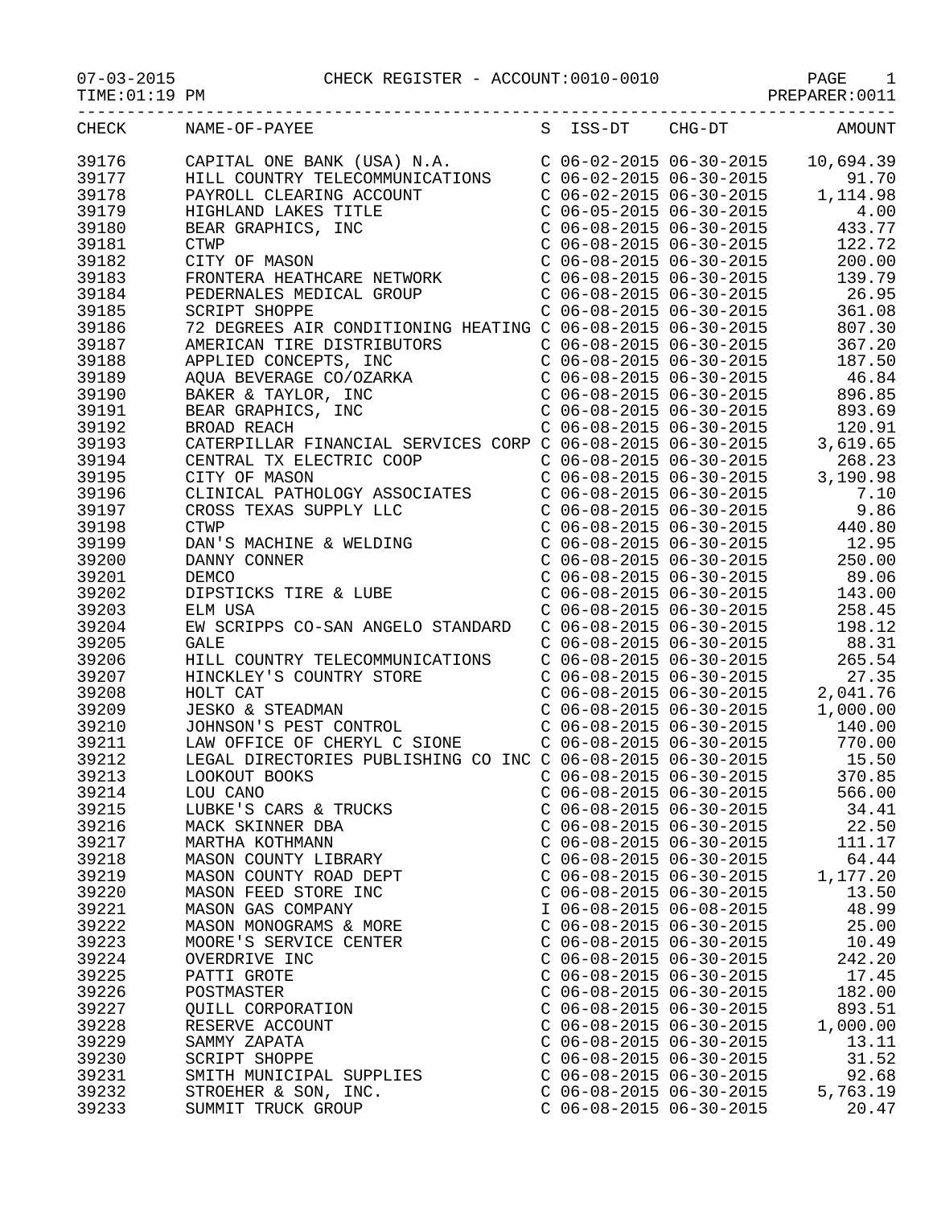07-03-2015 CHECK REGISTER - ACCOUNT:0010-0010

TIME:01:19 PM PREPARER:0011

| CHECK | NAME-OF-PAYEE | S | ISS-DT | CHG-DT | AMOUNT |
|---|---|---|---|---|---|
| 39176 | CAPITAL ONE BANK (USA) N.A. | C | 06-02-2015 | 06-30-2015 | 10,694.39 |
| 39177 | HILL COUNTRY TELECOMMUNICATIONS | C | 06-02-2015 | 06-30-2015 | 91.70 |
| 39178 | PAYROLL CLEARING ACCOUNT | C | 06-02-2015 | 06-30-2015 | 1,114.98 |
| 39179 | HIGHLAND LAKES TITLE | C | 06-05-2015 | 06-30-2015 | 4.00 |
| 39180 | BEAR GRAPHICS, INC | C | 06-08-2015 | 06-30-2015 | 433.77 |
| 39181 | CTWP | C | 06-08-2015 | 06-30-2015 | 122.72 |
| 39182 | CITY OF MASON | C | 06-08-2015 | 06-30-2015 | 200.00 |
| 39183 | FRONTERA HEATHCARE NETWORK | C | 06-08-2015 | 06-30-2015 | 139.79 |
| 39184 | PEDERNALES MEDICAL GROUP | C | 06-08-2015 | 06-30-2015 | 26.95 |
| 39185 | SCRIPT SHOPPE | C | 06-08-2015 | 06-30-2015 | 361.08 |
| 39186 | 72 DEGREES AIR CONDITIONING HEATING | C | 06-08-2015 | 06-30-2015 | 807.30 |
| 39187 | AMERICAN TIRE DISTRIBUTORS | C | 06-08-2015 | 06-30-2015 | 367.20 |
| 39188 | APPLIED CONCEPTS, INC | C | 06-08-2015 | 06-30-2015 | 187.50 |
| 39189 | AQUA BEVERAGE CO/OZARKA | C | 06-08-2015 | 06-30-2015 | 46.84 |
| 39190 | BAKER & TAYLOR, INC | C | 06-08-2015 | 06-30-2015 | 896.85 |
| 39191 | BEAR GRAPHICS, INC | C | 06-08-2015 | 06-30-2015 | 893.69 |
| 39192 | BROAD REACH | C | 06-08-2015 | 06-30-2015 | 120.91 |
| 39193 | CATERPILLAR FINANCIAL SERVICES CORP | C | 06-08-2015 | 06-30-2015 | 3,619.65 |
| 39194 | CENTRAL TX ELECTRIC COOP | C | 06-08-2015 | 06-30-2015 | 268.23 |
| 39195 | CITY OF MASON | C | 06-08-2015 | 06-30-2015 | 3,190.98 |
| 39196 | CLINICAL PATHOLOGY ASSOCIATES | C | 06-08-2015 | 06-30-2015 | 7.10 |
| 39197 | CROSS TEXAS SUPPLY LLC | C | 06-08-2015 | 06-30-2015 | 9.86 |
| 39198 | CTWP | C | 06-08-2015 | 06-30-2015 | 440.80 |
| 39199 | DAN'S MACHINE & WELDING | C | 06-08-2015 | 06-30-2015 | 12.95 |
| 39200 | DANNY CONNER | C | 06-08-2015 | 06-30-2015 | 250.00 |
| 39201 | DEMCO | C | 06-08-2015 | 06-30-2015 | 89.06 |
| 39202 | DIPSTICKS TIRE & LUBE | C | 06-08-2015 | 06-30-2015 | 143.00 |
| 39203 | ELM USA | C | 06-08-2015 | 06-30-2015 | 258.45 |
| 39204 | EW SCRIPPS CO-SAN ANGELO STANDARD | C | 06-08-2015 | 06-30-2015 | 198.12 |
| 39205 | GALE | C | 06-08-2015 | 06-30-2015 | 88.31 |
| 39206 | HILL COUNTRY TELECOMMUNICATIONS | C | 06-08-2015 | 06-30-2015 | 265.54 |
| 39207 | HINCKLEY'S COUNTRY STORE | C | 06-08-2015 | 06-30-2015 | 27.35 |
| 39208 | HOLT CAT | C | 06-08-2015 | 06-30-2015 | 2,041.76 |
| 39209 | JESKO & STEADMAN | C | 06-08-2015 | 06-30-2015 | 1,000.00 |
| 39210 | JOHNSON'S PEST CONTROL | C | 06-08-2015 | 06-30-2015 | 140.00 |
| 39211 | LAW OFFICE OF CHERYL C SIONE | C | 06-08-2015 | 06-30-2015 | 770.00 |
| 39212 | LEGAL DIRECTORIES PUBLISHING CO INC | C | 06-08-2015 | 06-30-2015 | 15.50 |
| 39213 | LOOKOUT BOOKS | C | 06-08-2015 | 06-30-2015 | 370.85 |
| 39214 | LOU CANO | C | 06-08-2015 | 06-30-2015 | 566.00 |
| 39215 | LUBKE'S CARS & TRUCKS | C | 06-08-2015 | 06-30-2015 | 34.41 |
| 39216 | MACK SKINNER DBA | C | 06-08-2015 | 06-30-2015 | 22.50 |
| 39217 | MARTHA KOTHMANN | C | 06-08-2015 | 06-30-2015 | 111.17 |
| 39218 | MASON COUNTY LIBRARY | C | 06-08-2015 | 06-30-2015 | 64.44 |
| 39219 | MASON COUNTY ROAD DEPT | C | 06-08-2015 | 06-30-2015 | 1,177.20 |
| 39220 | MASON FEED STORE INC | C | 06-08-2015 | 06-30-2015 | 13.50 |
| 39221 | MASON GAS COMPANY | I | 06-08-2015 | 06-08-2015 | 48.99 |
| 39222 | MASON MONOGRAMS & MORE | C | 06-08-2015 | 06-30-2015 | 25.00 |
| 39223 | MOORE'S SERVICE CENTER | C | 06-08-2015 | 06-30-2015 | 10.49 |
| 39224 | OVERDRIVE INC | C | 06-08-2015 | 06-30-2015 | 242.20 |
| 39225 | PATTI GROTE | C | 06-08-2015 | 06-30-2015 | 17.45 |
| 39226 | POSTMASTER | C | 06-08-2015 | 06-30-2015 | 182.00 |
| 39227 | QUILL CORPORATION | C | 06-08-2015 | 06-30-2015 | 893.51 |
| 39228 | RESERVE ACCOUNT | C | 06-08-2015 | 06-30-2015 | 1,000.00 |
| 39229 | SAMMY ZAPATA | C | 06-08-2015 | 06-30-2015 | 13.11 |
| 39230 | SCRIPT SHOPPE | C | 06-08-2015 | 06-30-2015 | 31.52 |
| 39231 | SMITH MUNICIPAL SUPPLIES | C | 06-08-2015 | 06-30-2015 | 92.68 |
| 39232 | STROEHER & SON, INC. | C | 06-08-2015 | 06-30-2015 | 5,763.19 |
| 39233 | SUMMIT TRUCK GROUP | C | 06-08-2015 | 06-30-2015 | 20.47 |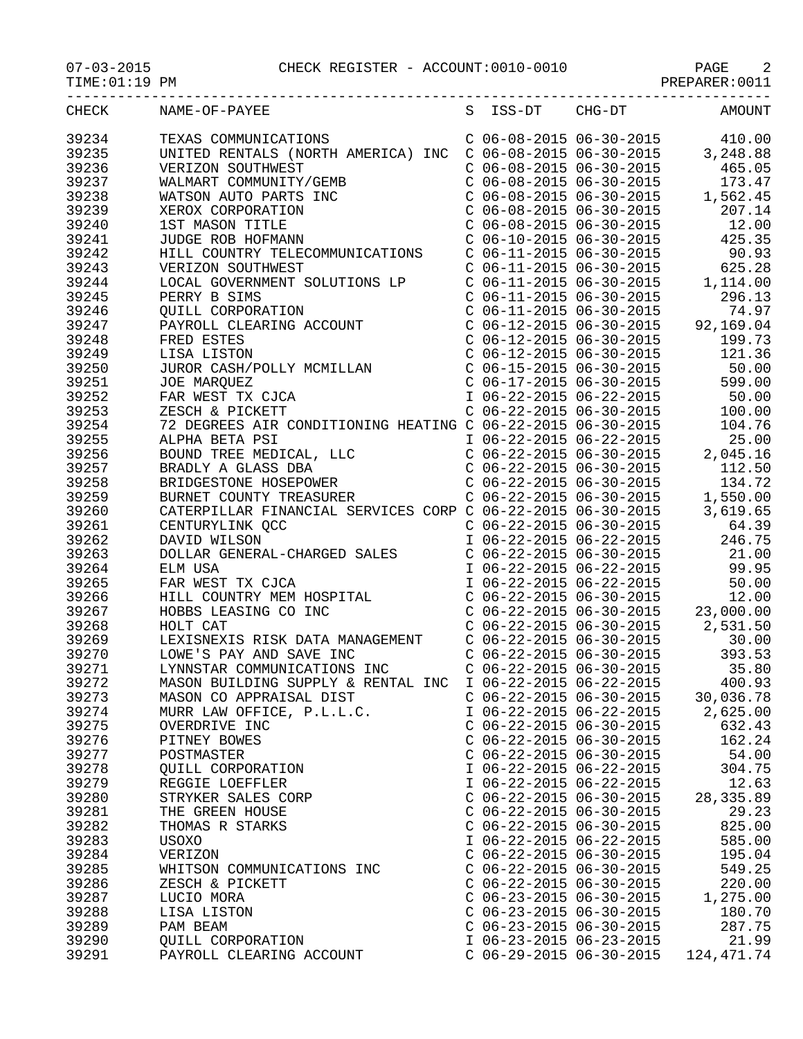CHECK REGISTER - ACCOUNT:0010-0010

07-03-2015
TIME:01:19 PM

PREPARER:0011

| CHECK | NAME-OF-PAYEE | S | ISS-DT | CHG-DT | AMOUNT |
|---|---|---|---|---|---|
| 39234 | TEXAS COMMUNICATIONS | C | 06-08-2015 | 06-30-2015 | 410.00 |
| 39235 | UNITED RENTALS (NORTH AMERICA) INC | C | 06-08-2015 | 06-30-2015 | 3,248.88 |
| 39236 | VERIZON SOUTHWEST | C | 06-08-2015 | 06-30-2015 | 465.05 |
| 39237 | WALMART COMMUNITY/GEMB | C | 06-08-2015 | 06-30-2015 | 173.47 |
| 39238 | WATSON AUTO PARTS INC | C | 06-08-2015 | 06-30-2015 | 1,562.45 |
| 39239 | XEROX CORPORATION | C | 06-08-2015 | 06-30-2015 | 207.14 |
| 39240 | 1ST MASON TITLE | C | 06-08-2015 | 06-30-2015 | 12.00 |
| 39241 | JUDGE ROB HOFMANN | C | 06-10-2015 | 06-30-2015 | 425.35 |
| 39242 | HILL COUNTRY TELECOMMUNICATIONS | C | 06-11-2015 | 06-30-2015 | 90.93 |
| 39243 | VERIZON SOUTHWEST | C | 06-11-2015 | 06-30-2015 | 625.28 |
| 39244 | LOCAL GOVERNMENT SOLUTIONS LP | C | 06-11-2015 | 06-30-2015 | 1,114.00 |
| 39245 | PERRY B SIMS | C | 06-11-2015 | 06-30-2015 | 296.13 |
| 39246 | QUILL CORPORATION | C | 06-11-2015 | 06-30-2015 | 74.97 |
| 39247 | PAYROLL CLEARING ACCOUNT | C | 06-12-2015 | 06-30-2015 | 92,169.04 |
| 39248 | FRED ESTES | C | 06-12-2015 | 06-30-2015 | 199.73 |
| 39249 | LISA LISTON | C | 06-12-2015 | 06-30-2015 | 121.36 |
| 39250 | JUROR CASH/POLLY MCMILLAN | C | 06-15-2015 | 06-30-2015 | 50.00 |
| 39251 | JOE MARQUEZ | C | 06-17-2015 | 06-30-2015 | 599.00 |
| 39252 | FAR WEST TX CJCA | I | 06-22-2015 | 06-22-2015 | 50.00 |
| 39253 | ZESCH & PICKETT | C | 06-22-2015 | 06-30-2015 | 100.00 |
| 39254 | 72 DEGREES AIR CONDITIONING HEATING | C | 06-22-2015 | 06-30-2015 | 104.76 |
| 39255 | ALPHA BETA PSI | I | 06-22-2015 | 06-22-2015 | 25.00 |
| 39256 | BOUND TREE MEDICAL, LLC | C | 06-22-2015 | 06-30-2015 | 2,045.16 |
| 39257 | BRADLY A GLASS DBA | C | 06-22-2015 | 06-30-2015 | 112.50 |
| 39258 | BRIDGESTONE HOSEPOWER | C | 06-22-2015 | 06-30-2015 | 134.72 |
| 39259 | BURNET COUNTY TREASURER | C | 06-22-2015 | 06-30-2015 | 1,550.00 |
| 39260 | CATERPILLAR FINANCIAL SERVICES CORP | C | 06-22-2015 | 06-30-2015 | 3,619.65 |
| 39261 | CENTURYLINK QCC | C | 06-22-2015 | 06-30-2015 | 64.39 |
| 39262 | DAVID WILSON | I | 06-22-2015 | 06-22-2015 | 246.75 |
| 39263 | DOLLAR GENERAL-CHARGED SALES | C | 06-22-2015 | 06-30-2015 | 21.00 |
| 39264 | ELM USA | I | 06-22-2015 | 06-22-2015 | 99.95 |
| 39265 | FAR WEST TX CJCA | I | 06-22-2015 | 06-22-2015 | 50.00 |
| 39266 | HILL COUNTRY MEM HOSPITAL | C | 06-22-2015 | 06-30-2015 | 12.00 |
| 39267 | HOBBS LEASING CO INC | C | 06-22-2015 | 06-30-2015 | 23,000.00 |
| 39268 | HOLT CAT | C | 06-22-2015 | 06-30-2015 | 2,531.50 |
| 39269 | LEXISNEXIS RISK DATA MANAGEMENT | C | 06-22-2015 | 06-30-2015 | 30.00 |
| 39270 | LOWE'S PAY AND SAVE INC | C | 06-22-2015 | 06-30-2015 | 393.53 |
| 39271 | LYNNSTAR COMMUNICATIONS INC | C | 06-22-2015 | 06-30-2015 | 35.80 |
| 39272 | MASON BUILDING SUPPLY & RENTAL INC | I | 06-22-2015 | 06-22-2015 | 400.93 |
| 39273 | MASON CO APPRAISAL DIST | C | 06-22-2015 | 06-30-2015 | 30,036.78 |
| 39274 | MURR LAW OFFICE, P.L.L.C. | I | 06-22-2015 | 06-22-2015 | 2,625.00 |
| 39275 | OVERDRIVE INC | C | 06-22-2015 | 06-30-2015 | 632.43 |
| 39276 | PITNEY BOWES | C | 06-22-2015 | 06-30-2015 | 162.24 |
| 39277 | POSTMASTER | C | 06-22-2015 | 06-30-2015 | 54.00 |
| 39278 | QUILL CORPORATION | I | 06-22-2015 | 06-22-2015 | 304.75 |
| 39279 | REGGIE LOEFFLER | I | 06-22-2015 | 06-22-2015 | 12.63 |
| 39280 | STRYKER SALES CORP | C | 06-22-2015 | 06-30-2015 | 28,335.89 |
| 39281 | THE GREEN HOUSE | C | 06-22-2015 | 06-30-2015 | 29.23 |
| 39282 | THOMAS R STARKS | C | 06-22-2015 | 06-30-2015 | 825.00 |
| 39283 | USOXO | I | 06-22-2015 | 06-22-2015 | 585.00 |
| 39284 | VERIZON | C | 06-22-2015 | 06-30-2015 | 195.04 |
| 39285 | WHITSON COMMUNICATIONS INC | C | 06-22-2015 | 06-30-2015 | 549.25 |
| 39286 | ZESCH & PICKETT | C | 06-22-2015 | 06-30-2015 | 220.00 |
| 39287 | LUCIO MORA | C | 06-23-2015 | 06-30-2015 | 1,275.00 |
| 39288 | LISA LISTON | C | 06-23-2015 | 06-30-2015 | 180.70 |
| 39289 | PAM BEAM | C | 06-23-2015 | 06-30-2015 | 287.75 |
| 39290 | QUILL CORPORATION | I | 06-23-2015 | 06-23-2015 | 21.99 |
| 39291 | PAYROLL CLEARING ACCOUNT | C | 06-29-2015 | 06-30-2015 | 124,471.74 |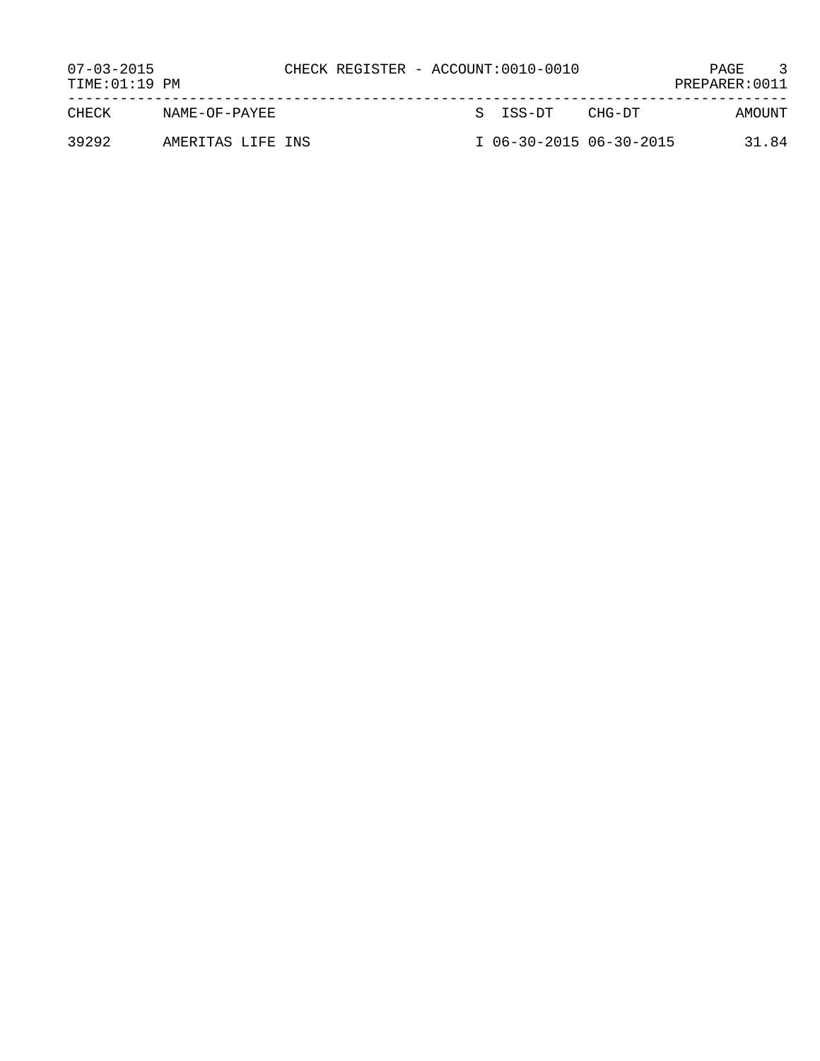# CHECK REGISTER - ACCOUNT:0010-0010

07-03-2015
TIME:01:19 PM

PREPARER:0011

| CHECK | NAME-OF-PAYEE | S | ISS-DT | CHG-DT | AMOUNT |
|---|---|---|---|---|---|
| 39292 | AMERITAS LIFE INS | I | 06-30-2015 | 06-30-2015 | 31.84 |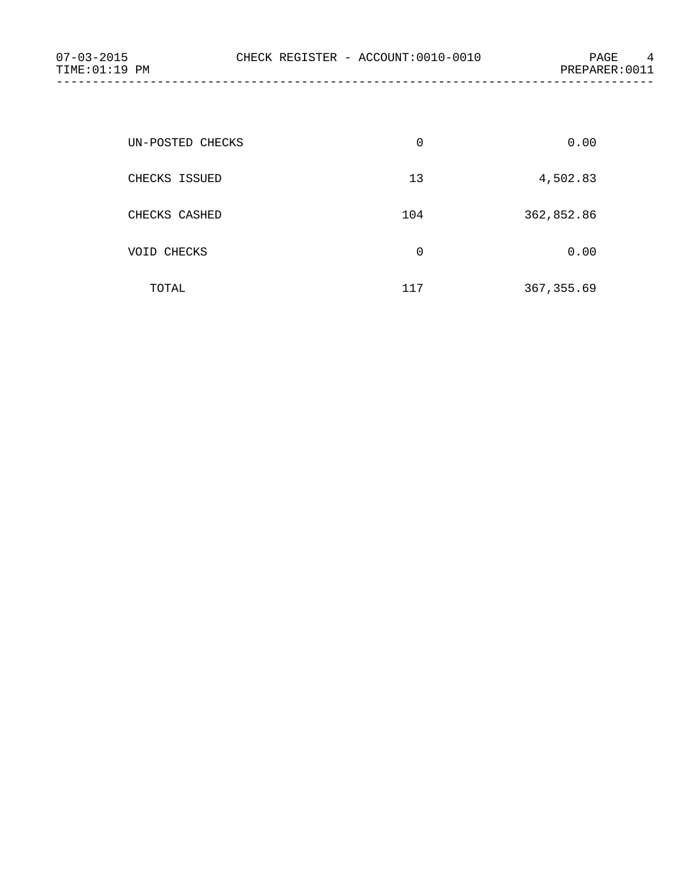# CHECK REGISTER - ACCOUNT:0010-0010

07-03-2015
TIME:01:19 PM
PREPARER:0011

| | | |
|---|---|---|
| UN-POSTED CHECKS | 0 | 0.00 |
| CHECKS ISSUED | 13 | 4,502.83 |
| CHECKS CASHED | 104 | 362,852.86 |
| VOID CHECKS | 0 | 0.00 |
| TOTAL | 117 | 367,355.69 |